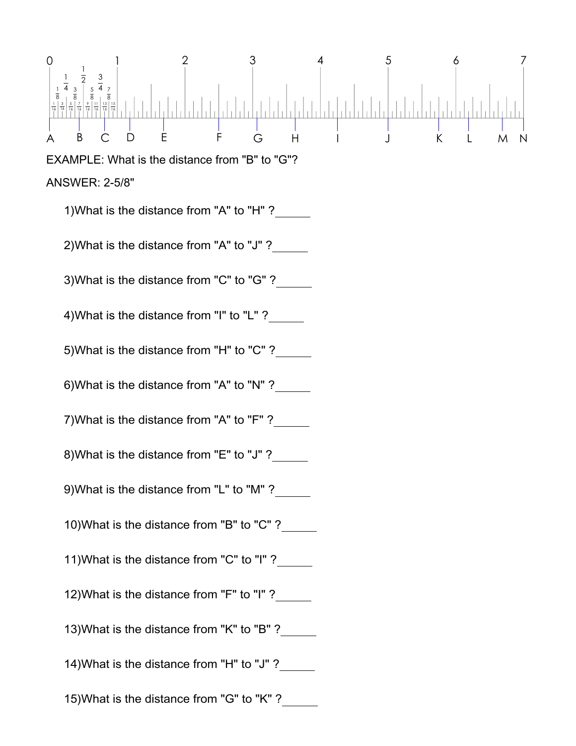0 1 2 3 4 5 6 7

A B C D E F G H I J K L M N

EXAMPLE: What is the distance from "B" to "G"?

ANSWER: 2-5/8"

1)What is the distance from "A" to "H" ?______

2)What is the distance from "A" to "J" ?______

3)What is the distance from "C" to "G" ?______

4)What is the distance from "I" to "L" ?______

5)What is the distance from "H" to "C" ?______

6)What is the distance from "A" to "N" ?______

7)What is the distance from "A" to "F" ?______

8)What is the distance from "E" to "J" ?______

9)What is the distance from "L" to "M" ?______

10)What is the distance from "B" to "C" ?______

11)What is the distance from "C" to "I" ?______

12)What is the distance from "F" to "I" ?______

13)What is the distance from "K" to "B" ?______

14)What is the distance from "H" to "J" ?______

15)What is the distance from "G" to "K" ?______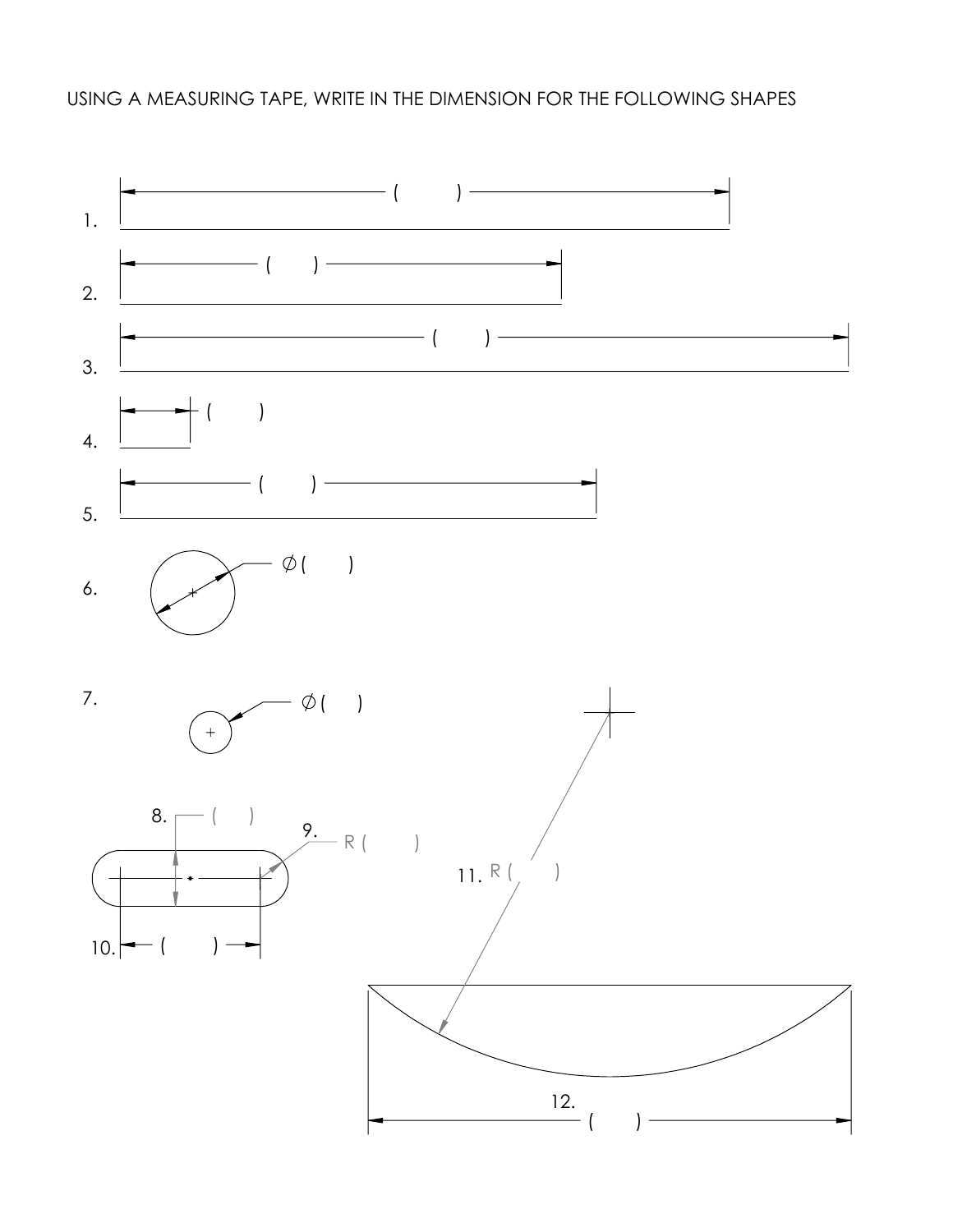USING A MEASURING TAPE, WRITE IN THE DIMENSION FOR THE FOLLOWING SHAPES

1. (    )

2. (    )

3. (    )

4. (    )

5. (    )

6. Ø (    )

7. Ø (    )

8. (    )

9. R (    )

10. (    )

11. R (    )

12. (    )